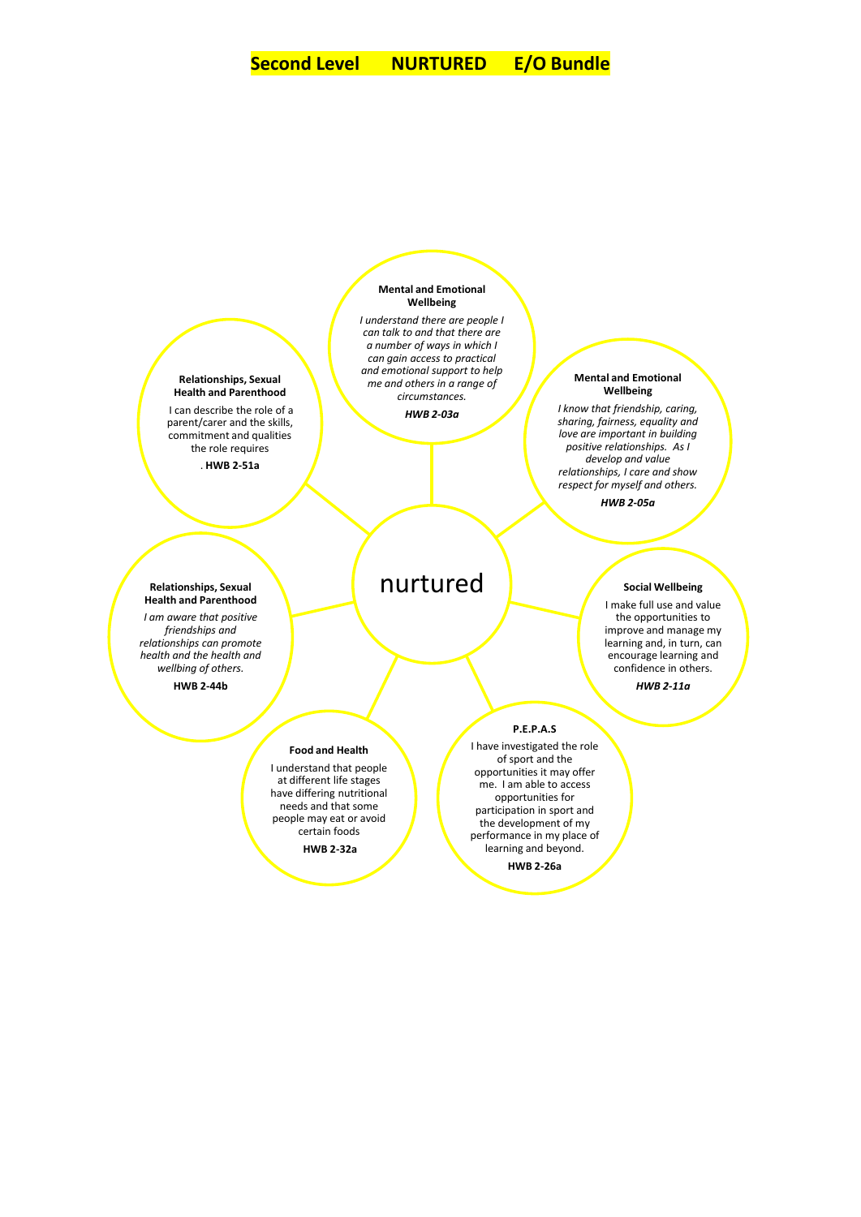# Second Level NURTURED E/O Bundle

## nurtured

### Mental and Emotional Wellbeing

*I understand there are people I can talk to and that there are a number of ways in which I can gain access to practical and emotional support to help me and others in a range of circumstances.*

***HWB 2-03a***

### Mental and Emotional Wellbeing

*I know that friendship, caring, sharing, fairness, equality and love are important in building positive relationships. As I develop and value relationships, I care and show respect for myself and others.*

***HWB 2-05a***

### Social Wellbeing

I make full use and value the opportunities to improve and manage my learning and, in turn, can encourage learning and confidence in others.

***HWB 2-11a***

### P.E.P.A.S

I have investigated the role of sport and the opportunities it may offer me. I am able to access opportunities for participation in sport and the development of my performance in my place of learning and beyond.

**HWB 2-26a**

### Food and Health

I understand that people at different life stages have differing nutritional needs and that some people may eat or avoid certain foods

**HWB 2-32a**

### Relationships, Sexual Health and Parenthood

*I am aware that positive friendships and relationships can promote health and the health and wellbing of others.*

**HWB 2-44b**

### Relationships, Sexual Health and Parenthood

I can describe the role of a parent/carer and the skills, commitment and qualities the role requires

. **HWB 2-51a**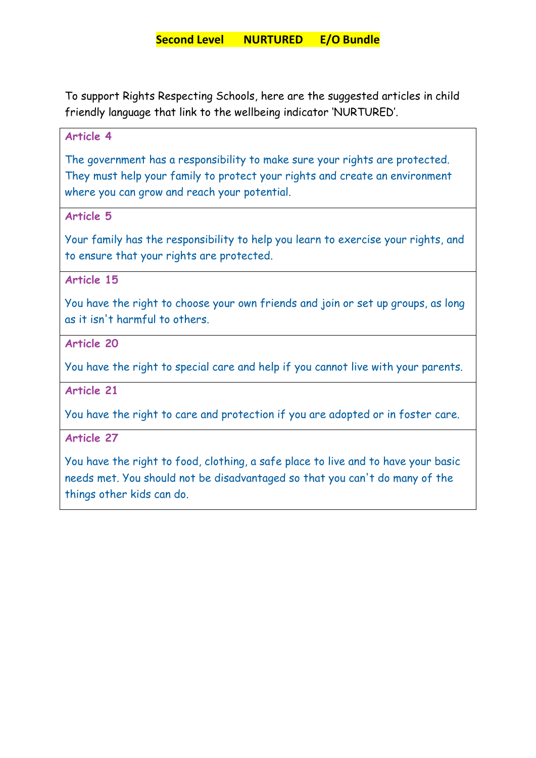**Second Level    NURTURED    E/O Bundle**

To support Rights Respecting Schools, here are the suggested articles in child friendly language that link to the wellbeing indicator 'NURTURED'.

| |
|---|
| **Article 4**<br><br>The government has a responsibility to make sure your rights are protected. They must help your family to protect your rights and create an environment where you can grow and reach your potential. |
| **Article 5**<br><br>Your family has the responsibility to help you learn to exercise your rights, and to ensure that your rights are protected. |
| **Article 15**<br><br>You have the right to choose your own friends and join or set up groups, as long as it isn't harmful to others. |
| **Article 20**<br><br>You have the right to special care and help if you cannot live with your parents. |
| **Article 21**<br><br>You have the right to care and protection if you are adopted or in foster care. |
| **Article 27**<br><br>You have the right to food, clothing, a safe place to live and to have your basic needs met. You should not be disadvantaged so that you can't do many of the things other kids can do. |